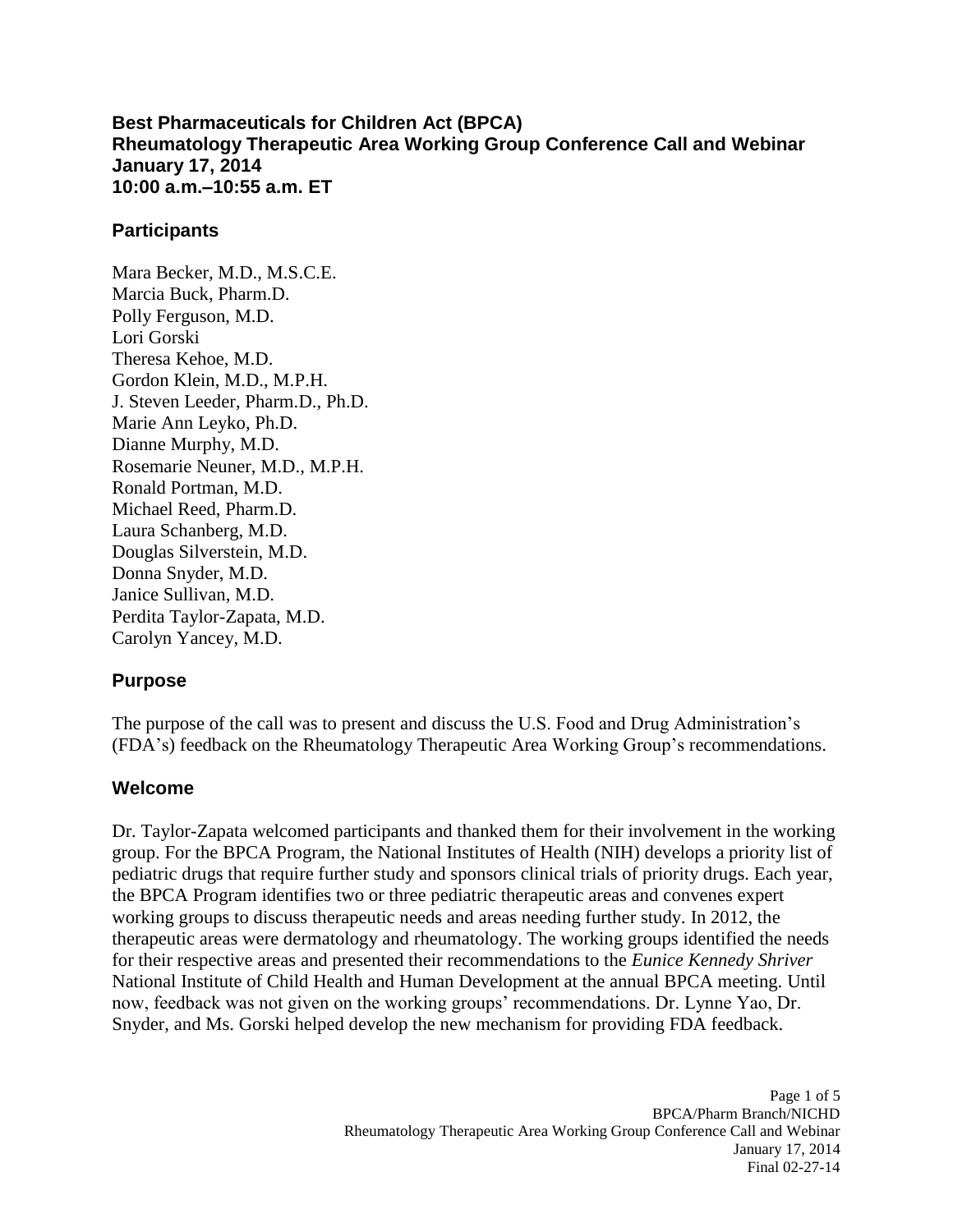# Best Pharmaceuticals for Children Act (BPCA)
# Rheumatology Therapeutic Area Working Group Conference Call and Webinar
# January 17, 2014
# 10:00 a.m.–10:55 a.m. ET

## Participants

Mara Becker, M.D., M.S.C.E.
Marcia Buck, Pharm.D.
Polly Ferguson, M.D.
Lori Gorski
Theresa Kehoe, M.D.
Gordon Klein, M.D., M.P.H.
J. Steven Leeder, Pharm.D., Ph.D.
Marie Ann Leyko, Ph.D.
Dianne Murphy, M.D.
Rosemarie Neuner, M.D., M.P.H.
Ronald Portman, M.D.
Michael Reed, Pharm.D.
Laura Schanberg, M.D.
Douglas Silverstein, M.D.
Donna Snyder, M.D.
Janice Sullivan, M.D.
Perdita Taylor-Zapata, M.D.
Carolyn Yancey, M.D.

## Purpose

The purpose of the call was to present and discuss the U.S. Food and Drug Administration's (FDA's) feedback on the Rheumatology Therapeutic Area Working Group's recommendations.

## Welcome

Dr. Taylor-Zapata welcomed participants and thanked them for their involvement in the working group. For the BPCA Program, the National Institutes of Health (NIH) develops a priority list of pediatric drugs that require further study and sponsors clinical trials of priority drugs. Each year, the BPCA Program identifies two or three pediatric therapeutic areas and convenes expert working groups to discuss therapeutic needs and areas needing further study. In 2012, the therapeutic areas were dermatology and rheumatology. The working groups identified the needs for their respective areas and presented their recommendations to the *Eunice Kennedy Shriver* National Institute of Child Health and Human Development at the annual BPCA meeting. Until now, feedback was not given on the working groups' recommendations. Dr. Lynne Yao, Dr. Snyder, and Ms. Gorski helped develop the new mechanism for providing FDA feedback.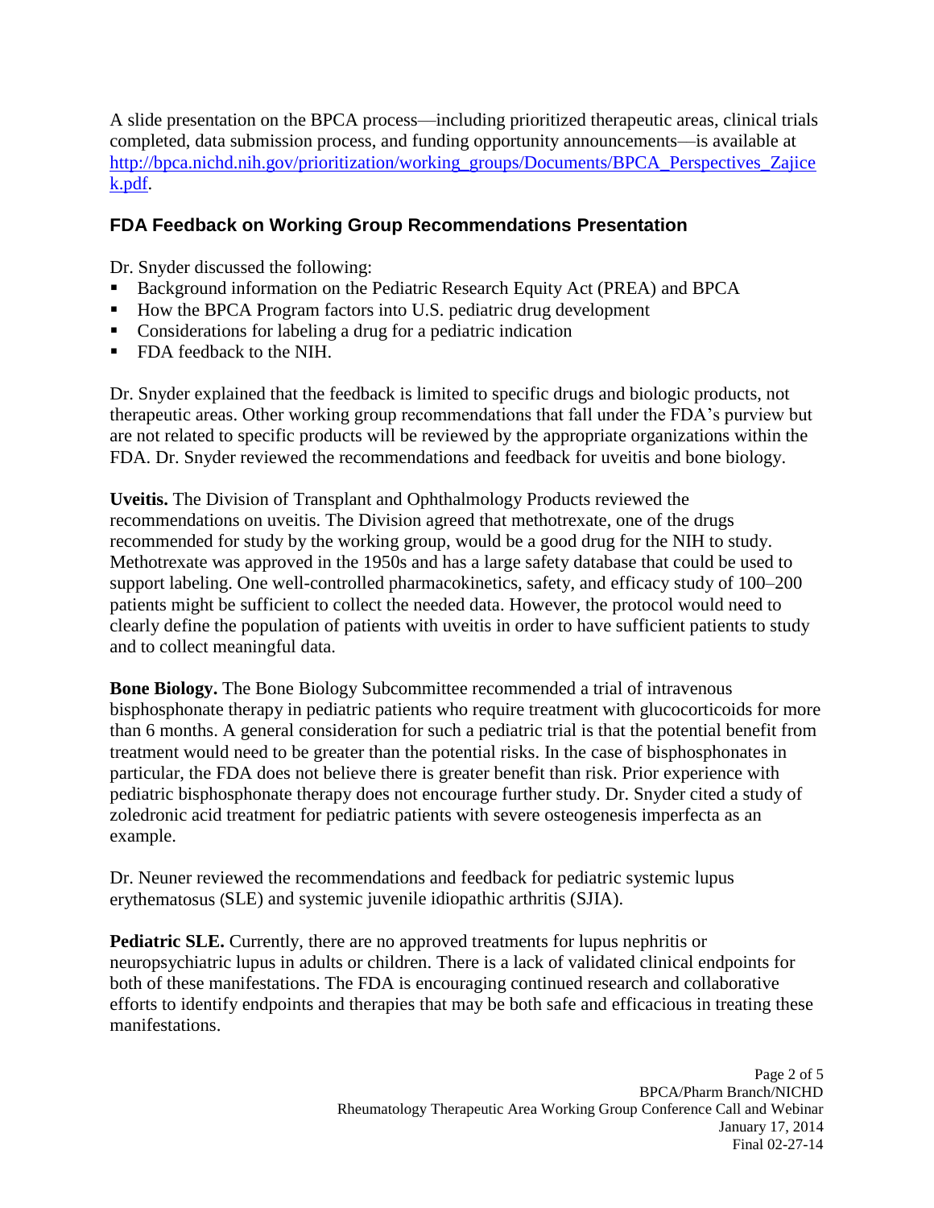A slide presentation on the BPCA process—including prioritized therapeutic areas, clinical trials completed, data submission process, and funding opportunity announcements—is available at [http://bpca.nichd.nih.gov/prioritization/working_groups/Documents/BPCA_Perspectives_Zajicek.pdf](http://bpca.nichd.nih.gov/prioritization/working_groups/Documents/BPCA_Perspectives_Zajicek.pdf).

## FDA Feedback on Working Group Recommendations Presentation

Dr. Snyder discussed the following:

- Background information on the Pediatric Research Equity Act (PREA) and BPCA
- How the BPCA Program factors into U.S. pediatric drug development
- Considerations for labeling a drug for a pediatric indication
- FDA feedback to the NIH.

Dr. Snyder explained that the feedback is limited to specific drugs and biologic products, not therapeutic areas. Other working group recommendations that fall under the FDA's purview but are not related to specific products will be reviewed by the appropriate organizations within the FDA. Dr. Snyder reviewed the recommendations and feedback for uveitis and bone biology.

**Uveitis.** The Division of Transplant and Ophthalmology Products reviewed the recommendations on uveitis. The Division agreed that methotrexate, one of the drugs recommended for study by the working group, would be a good drug for the NIH to study. Methotrexate was approved in the 1950s and has a large safety database that could be used to support labeling. One well-controlled pharmacokinetics, safety, and efficacy study of 100–200 patients might be sufficient to collect the needed data. However, the protocol would need to clearly define the population of patients with uveitis in order to have sufficient patients to study and to collect meaningful data.

**Bone Biology.** The Bone Biology Subcommittee recommended a trial of intravenous bisphosphonate therapy in pediatric patients who require treatment with glucocorticoids for more than 6 months. A general consideration for such a pediatric trial is that the potential benefit from treatment would need to be greater than the potential risks. In the case of bisphosphonates in particular, the FDA does not believe there is greater benefit than risk. Prior experience with pediatric bisphosphonate therapy does not encourage further study. Dr. Snyder cited a study of zoledronic acid treatment for pediatric patients with severe osteogenesis imperfecta as an example.

Dr. Neuner reviewed the recommendations and feedback for pediatric systemic lupus erythematosus (SLE) and systemic juvenile idiopathic arthritis (SJIA).

**Pediatric SLE.** Currently, there are no approved treatments for lupus nephritis or neuropsychiatric lupus in adults or children. There is a lack of validated clinical endpoints for both of these manifestations. The FDA is encouraging continued research and collaborative efforts to identify endpoints and therapies that may be both safe and efficacious in treating these manifestations.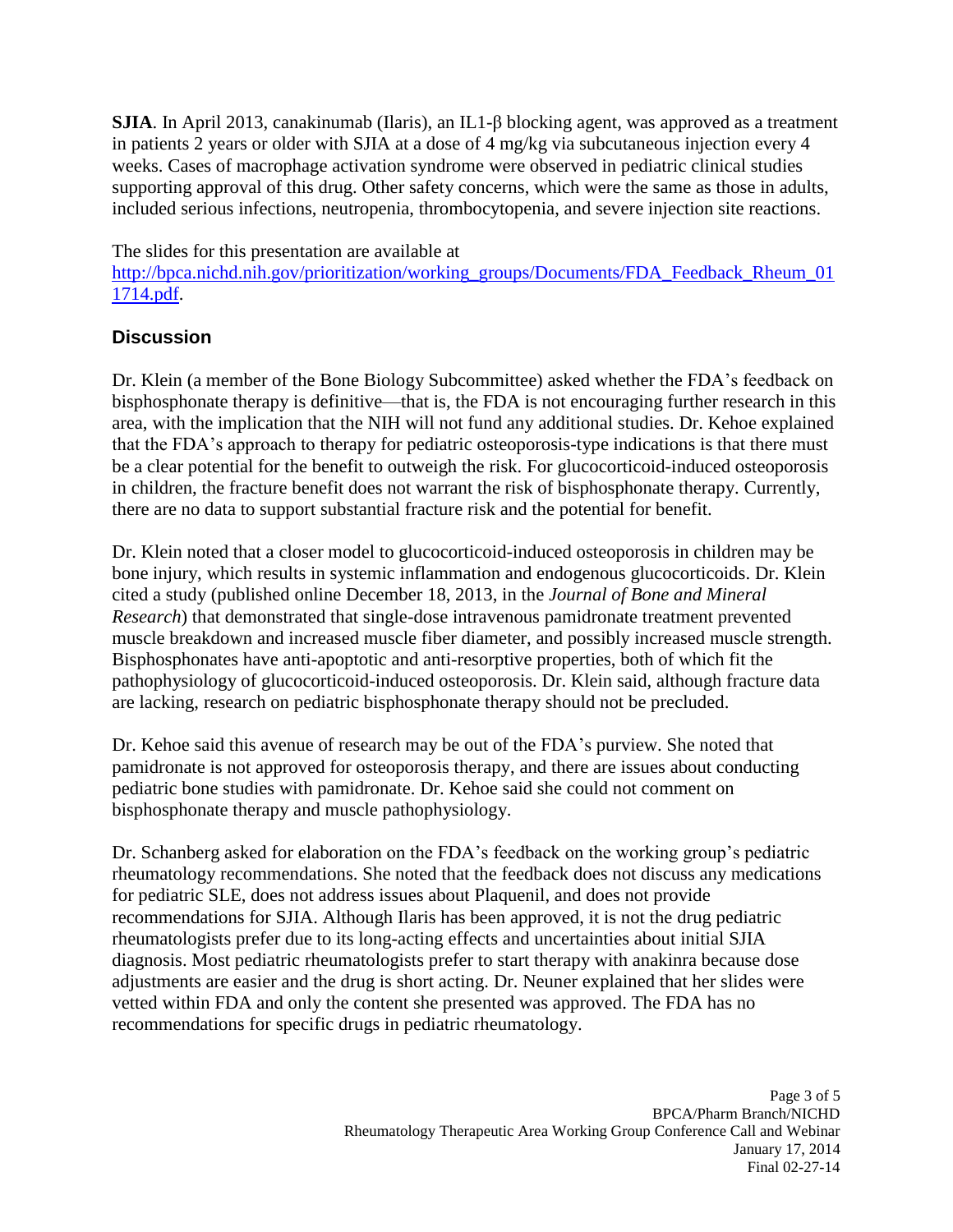**SJIA**. In April 2013, canakinumab (Ilaris), an IL1-β blocking agent, was approved as a treatment in patients 2 years or older with SJIA at a dose of 4 mg/kg via subcutaneous injection every 4 weeks. Cases of macrophage activation syndrome were observed in pediatric clinical studies supporting approval of this drug. Other safety concerns, which were the same as those in adults, included serious infections, neutropenia, thrombocytopenia, and severe injection site reactions.

The slides for this presentation are available at [http://bpca.nichd.nih.gov/prioritization/working_groups/Documents/FDA_Feedback_Rheum_011714.pdf](http://bpca.nichd.nih.gov/prioritization/working_groups/Documents/FDA_Feedback_Rheum_011714.pdf).

## Discussion

Dr. Klein (a member of the Bone Biology Subcommittee) asked whether the FDA's feedback on bisphosphonate therapy is definitive—that is, the FDA is not encouraging further research in this area, with the implication that the NIH will not fund any additional studies. Dr. Kehoe explained that the FDA's approach to therapy for pediatric osteoporosis-type indications is that there must be a clear potential for the benefit to outweigh the risk. For glucocorticoid-induced osteoporosis in children, the fracture benefit does not warrant the risk of bisphosphonate therapy. Currently, there are no data to support substantial fracture risk and the potential for benefit.

Dr. Klein noted that a closer model to glucocorticoid-induced osteoporosis in children may be bone injury, which results in systemic inflammation and endogenous glucocorticoids. Dr. Klein cited a study (published online December 18, 2013, in the *Journal of Bone and Mineral Research*) that demonstrated that single-dose intravenous pamidronate treatment prevented muscle breakdown and increased muscle fiber diameter, and possibly increased muscle strength. Bisphosphonates have anti-apoptotic and anti-resorptive properties, both of which fit the pathophysiology of glucocorticoid-induced osteoporosis. Dr. Klein said, although fracture data are lacking, research on pediatric bisphosphonate therapy should not be precluded.

Dr. Kehoe said this avenue of research may be out of the FDA's purview. She noted that pamidronate is not approved for osteoporosis therapy, and there are issues about conducting pediatric bone studies with pamidronate. Dr. Kehoe said she could not comment on bisphosphonate therapy and muscle pathophysiology.

Dr. Schanberg asked for elaboration on the FDA's feedback on the working group's pediatric rheumatology recommendations. She noted that the feedback does not discuss any medications for pediatric SLE, does not address issues about Plaquenil, and does not provide recommendations for SJIA. Although Ilaris has been approved, it is not the drug pediatric rheumatologists prefer due to its long-acting effects and uncertainties about initial SJIA diagnosis. Most pediatric rheumatologists prefer to start therapy with anakinra because dose adjustments are easier and the drug is short acting. Dr. Neuner explained that her slides were vetted within FDA and only the content she presented was approved. The FDA has no recommendations for specific drugs in pediatric rheumatology.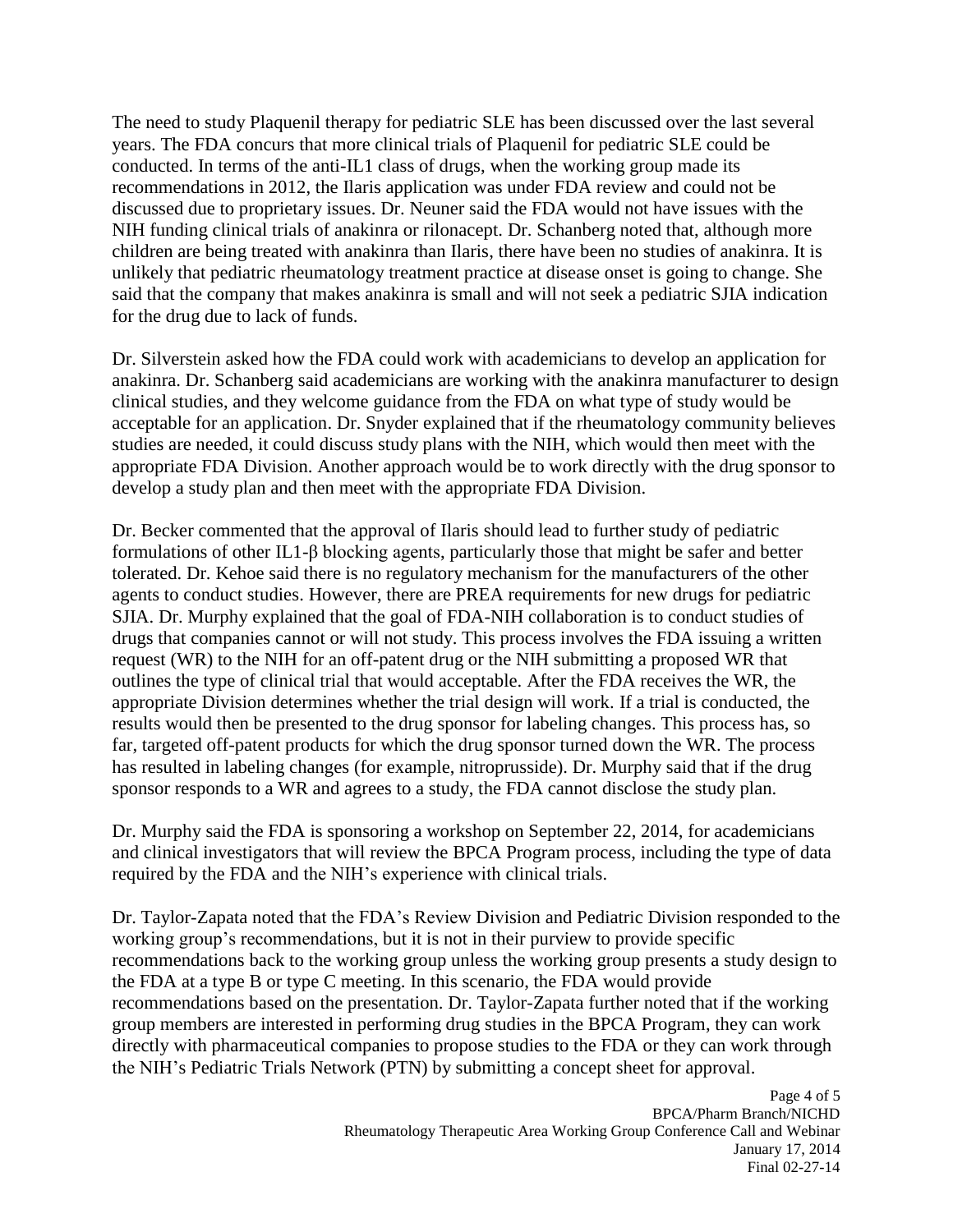The need to study Plaquenil therapy for pediatric SLE has been discussed over the last several years. The FDA concurs that more clinical trials of Plaquenil for pediatric SLE could be conducted. In terms of the anti-IL1 class of drugs, when the working group made its recommendations in 2012, the Ilaris application was under FDA review and could not be discussed due to proprietary issues. Dr. Neuner said the FDA would not have issues with the NIH funding clinical trials of anakinra or rilonacept. Dr. Schanberg noted that, although more children are being treated with anakinra than Ilaris, there have been no studies of anakinra. It is unlikely that pediatric rheumatology treatment practice at disease onset is going to change. She said that the company that makes anakinra is small and will not seek a pediatric SJIA indication for the drug due to lack of funds.

Dr. Silverstein asked how the FDA could work with academicians to develop an application for anakinra. Dr. Schanberg said academicians are working with the anakinra manufacturer to design clinical studies, and they welcome guidance from the FDA on what type of study would be acceptable for an application. Dr. Snyder explained that if the rheumatology community believes studies are needed, it could discuss study plans with the NIH, which would then meet with the appropriate FDA Division. Another approach would be to work directly with the drug sponsor to develop a study plan and then meet with the appropriate FDA Division.

Dr. Becker commented that the approval of Ilaris should lead to further study of pediatric formulations of other IL1-β blocking agents, particularly those that might be safer and better tolerated. Dr. Kehoe said there is no regulatory mechanism for the manufacturers of the other agents to conduct studies. However, there are PREA requirements for new drugs for pediatric SJIA. Dr. Murphy explained that the goal of FDA-NIH collaboration is to conduct studies of drugs that companies cannot or will not study. This process involves the FDA issuing a written request (WR) to the NIH for an off-patent drug or the NIH submitting a proposed WR that outlines the type of clinical trial that would acceptable. After the FDA receives the WR, the appropriate Division determines whether the trial design will work. If a trial is conducted, the results would then be presented to the drug sponsor for labeling changes. This process has, so far, targeted off-patent products for which the drug sponsor turned down the WR. The process has resulted in labeling changes (for example, nitroprusside). Dr. Murphy said that if the drug sponsor responds to a WR and agrees to a study, the FDA cannot disclose the study plan.

Dr. Murphy said the FDA is sponsoring a workshop on September 22, 2014, for academicians and clinical investigators that will review the BPCA Program process, including the type of data required by the FDA and the NIH's experience with clinical trials.

Dr. Taylor-Zapata noted that the FDA's Review Division and Pediatric Division responded to the working group's recommendations, but it is not in their purview to provide specific recommendations back to the working group unless the working group presents a study design to the FDA at a type B or type C meeting. In this scenario, the FDA would provide recommendations based on the presentation. Dr. Taylor-Zapata further noted that if the working group members are interested in performing drug studies in the BPCA Program, they can work directly with pharmaceutical companies to propose studies to the FDA or they can work through the NIH's Pediatric Trials Network (PTN) by submitting a concept sheet for approval.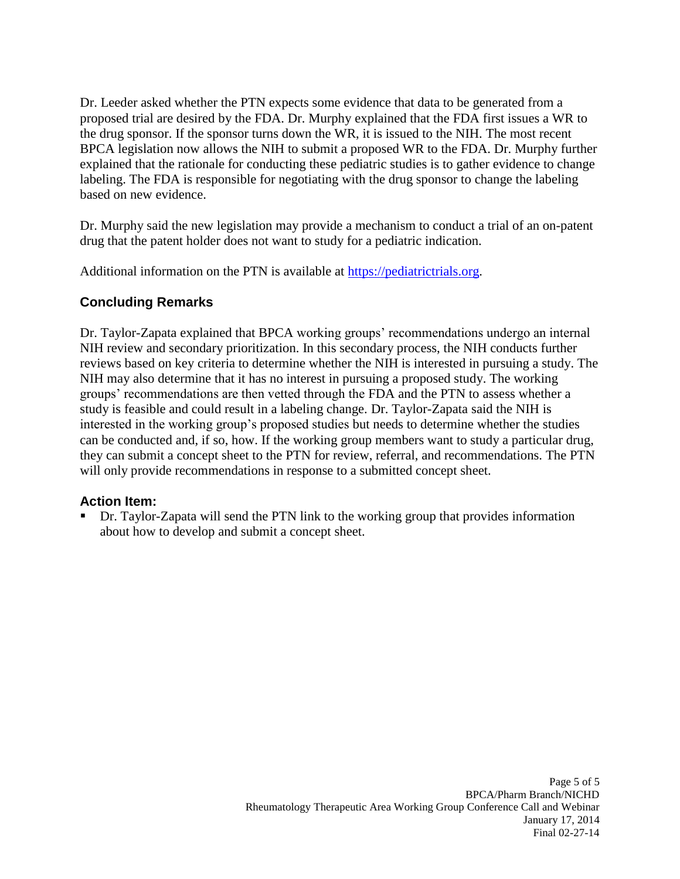Dr. Leeder asked whether the PTN expects some evidence that data to be generated from a proposed trial are desired by the FDA. Dr. Murphy explained that the FDA first issues a WR to the drug sponsor. If the sponsor turns down the WR, it is issued to the NIH. The most recent BPCA legislation now allows the NIH to submit a proposed WR to the FDA. Dr. Murphy further explained that the rationale for conducting these pediatric studies is to gather evidence to change labeling. The FDA is responsible for negotiating with the drug sponsor to change the labeling based on new evidence.

Dr. Murphy said the new legislation may provide a mechanism to conduct a trial of an on-patent drug that the patent holder does not want to study for a pediatric indication.

Additional information on the PTN is available at https://pediatrictrials.org.

## Concluding Remarks

Dr. Taylor-Zapata explained that BPCA working groups' recommendations undergo an internal NIH review and secondary prioritization. In this secondary process, the NIH conducts further reviews based on key criteria to determine whether the NIH is interested in pursuing a study. The NIH may also determine that it has no interest in pursuing a proposed study. The working groups' recommendations are then vetted through the FDA and the PTN to assess whether a study is feasible and could result in a labeling change. Dr. Taylor-Zapata said the NIH is interested in the working group's proposed studies but needs to determine whether the studies can be conducted and, if so, how. If the working group members want to study a particular drug, they can submit a concept sheet to the PTN for review, referral, and recommendations. The PTN will only provide recommendations in response to a submitted concept sheet.

### Action Item:

- Dr. Taylor-Zapata will send the PTN link to the working group that provides information about how to develop and submit a concept sheet.